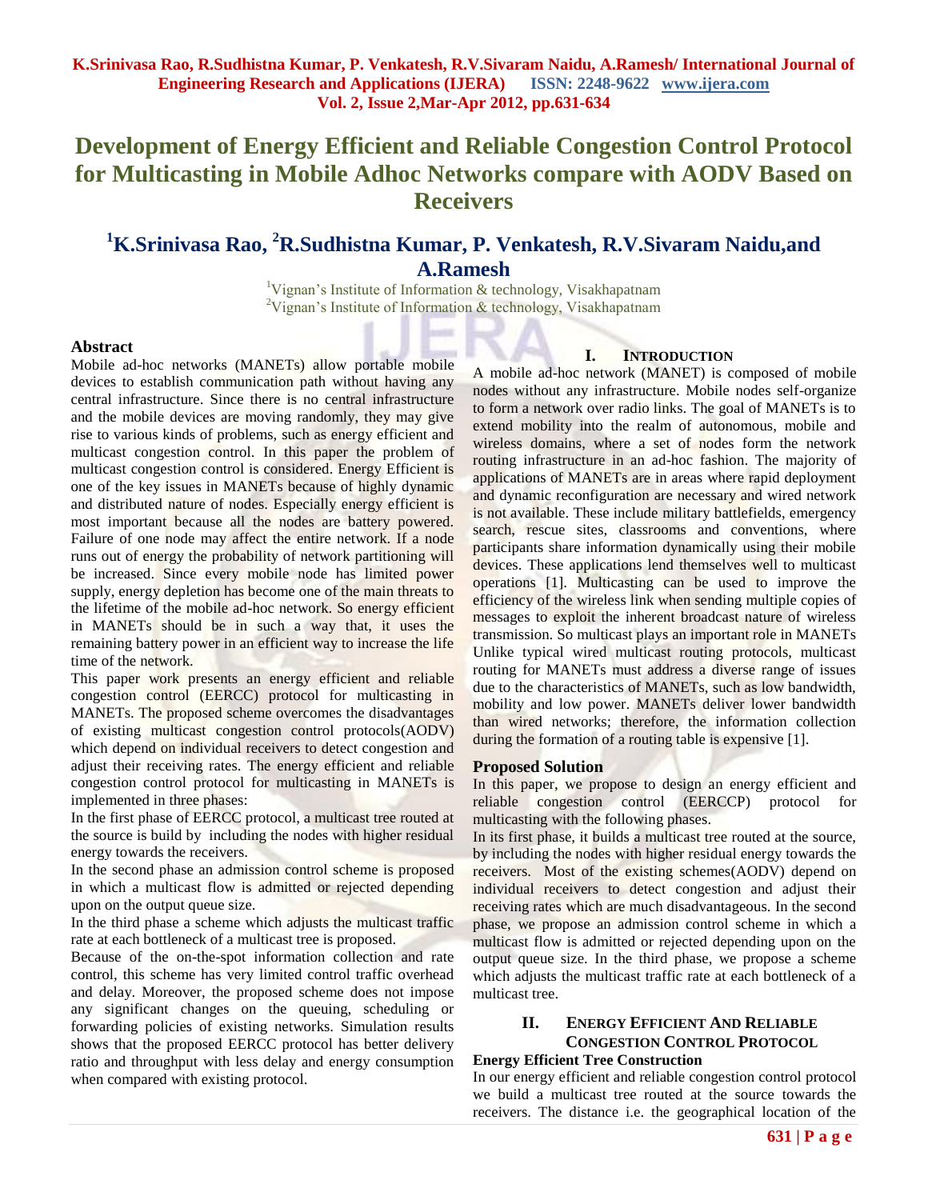# Development of Energy Efficient and Reliable Congestion Control Protocol for Multicasting in Mobile Adhoc Networks compare with AODV Based on Receivers

## [1]K.Srinivasa Rao, [2]R.Sudhistna Kumar, P. Venkatesh, R.V.Sivaram Naidu,and A.Ramesh

[1]Vignan's Institute of Information & technology, Visakhapatnam
[2]Vignan's Institute of Information & technology, Visakhapatnam

### Abstract

Mobile ad-hoc networks (MANETs) allow portable mobile devices to establish communication path without having any central infrastructure. Since there is no central infrastructure and the mobile devices are moving randomly, they may give rise to various kinds of problems, such as energy efficient and multicast congestion control. In this paper the problem of multicast congestion control is considered. Energy Efficient is one of the key issues in MANETs because of highly dynamic and distributed nature of nodes. Especially energy efficient is most important because all the nodes are battery powered. Failure of one node may affect the entire network. If a node runs out of energy the probability of network partitioning will be increased. Since every mobile node has limited power supply, energy depletion has become one of the main threats to the lifetime of the mobile ad-hoc network. So energy efficient in MANETs should be in such a way that, it uses the remaining battery power in an efficient way to increase the life time of the network.

This paper work presents an energy efficient and reliable congestion control (EERCC) protocol for multicasting in MANETs. The proposed scheme overcomes the disadvantages of existing multicast congestion control protocols(AODV) which depend on individual receivers to detect congestion and adjust their receiving rates. The energy efficient and reliable congestion control protocol for multicasting in MANETs is implemented in three phases:

In the first phase of EERCC protocol, a multicast tree routed at the source is build by including the nodes with higher residual energy towards the receivers.

In the second phase an admission control scheme is proposed in which a multicast flow is admitted or rejected depending upon on the output queue size.

In the third phase a scheme which adjusts the multicast traffic rate at each bottleneck of a multicast tree is proposed.

Because of the on-the-spot information collection and rate control, this scheme has very limited control traffic overhead and delay. Moreover, the proposed scheme does not impose any significant changes on the queuing, scheduling or forwarding policies of existing networks. Simulation results shows that the proposed EERCC protocol has better delivery ratio and throughput with less delay and energy consumption when compared with existing protocol.

### I. Introduction

A mobile ad-hoc network (MANET) is composed of mobile nodes without any infrastructure. Mobile nodes self-organize to form a network over radio links. The goal of MANETs is to extend mobility into the realm of autonomous, mobile and wireless domains, where a set of nodes form the network routing infrastructure in an ad-hoc fashion. The majority of applications of MANETs are in areas where rapid deployment and dynamic reconfiguration are necessary and wired network is not available. These include military battlefields, emergency search, rescue sites, classrooms and conventions, where participants share information dynamically using their mobile devices. These applications lend themselves well to multicast operations [1]. Multicasting can be used to improve the efficiency of the wireless link when sending multiple copies of messages to exploit the inherent broadcast nature of wireless transmission. So multicast plays an important role in MANETs Unlike typical wired multicast routing protocols, multicast routing for MANETs must address a diverse range of issues due to the characteristics of MANETs, such as low bandwidth, mobility and low power. MANETs deliver lower bandwidth than wired networks; therefore, the information collection during the formation of a routing table is expensive [1].

### Proposed Solution

In this paper, we propose to design an energy efficient and reliable congestion control (EERCCP) protocol for multicasting with the following phases.

In its first phase, it builds a multicast tree routed at the source, by including the nodes with higher residual energy towards the receivers. Most of the existing schemes(AODV) depend on individual receivers to detect congestion and adjust their receiving rates which are much disadvantageous. In the second phase, we propose an admission control scheme in which a multicast flow is admitted or rejected depending upon on the output queue size. In the third phase, we propose a scheme which adjusts the multicast traffic rate at each bottleneck of a multicast tree.

### II. Energy Efficient And Reliable Congestion Control Protocol

**Energy Efficient Tree Construction**

In our energy efficient and reliable congestion control protocol we build a multicast tree routed at the source towards the receivers. The distance i.e. the geographical location of the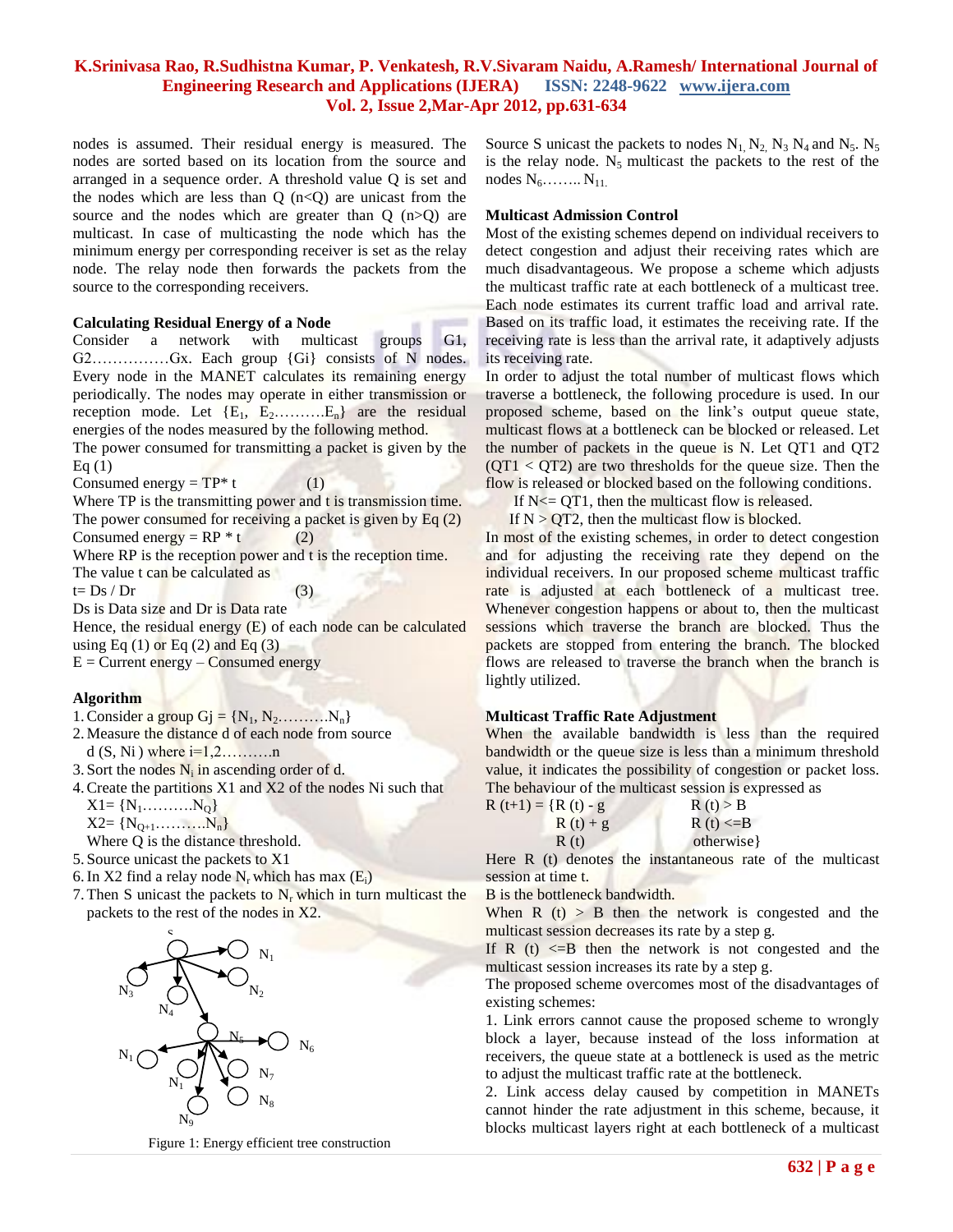nodes is assumed. Their residual energy is measured. The nodes are sorted based on its location from the source and arranged in a sequence order. A threshold value Q is set and the nodes which are less than Q (n<Q) are unicast from the source and the nodes which are greater than Q (n>Q) are multicast. In case of multicasting the node which has the minimum energy per corresponding receiver is set as the relay node. The relay node then forwards the packets from the source to the corresponding receivers.

### Calculating Residual Energy of a Node

Consider a network with multicast groups G1, G2……………Gx. Each group {Gi} consists of N nodes. Every node in the MANET calculates its remaining energy periodically. The nodes may operate in either transmission or reception mode. Let $\{E_1, E_2……….E_n\}$ are the residual energies of the nodes measured by the following method.

The power consumed for transmitting a packet is given by the Eq (1)

Consumed energy = TP* t (1)

Where TP is the transmitting power and t is transmission time.

The power consumed for receiving a packet is given by Eq (2)

Consumed energy = RP * t (2)

Where RP is the reception power and t is the reception time.

The value t can be calculated as

t= Ds / Dr (3)

Ds is Data size and Dr is Data rate

Hence, the residual energy (E) of each node can be calculated using Eq (1) or Eq (2) and Eq (3)

E = Current energy – Consumed energy

### Algorithm

1. Consider a group Gj = $\{N_1, N_2……….N_n\}$
2. Measure the distance d of each node from source d (S, Ni ) where i=1,2……….n
3. Sort the nodes $N_i$ in ascending order of d.
4. Create the partitions X1 and X2 of the nodes Ni such that
   X1= $\{N_1……….N_Q\}$
   X2= $\{N_{Q+1}……….N_n\}$
   Where Q is the distance threshold.
5. Source unicast the packets to X1
6. In X2 find a relay node $N_r$ which has max $(E_i)$
7. Then S unicast the packets to $N_r$ which in turn multicast the packets to the rest of the nodes in X2.

Figure 1: Energy efficient tree construction

Source S unicast the packets to nodes $N_1$, $N_2$, $N_3$ $N_4$ and $N_5$. $N_5$ is the relay node. $N_5$ multicast the packets to the rest of the nodes $N_6$…….. $N_{11}$.

### Multicast Admission Control

Most of the existing schemes depend on individual receivers to detect congestion and adjust their receiving rates which are much disadvantageous. We propose a scheme which adjusts the multicast traffic rate at each bottleneck of a multicast tree. Each node estimates its current traffic load and arrival rate. Based on its traffic load, it estimates the receiving rate. If the receiving rate is less than the arrival rate, it adaptively adjusts its receiving rate.

In order to adjust the total number of multicast flows which traverse a bottleneck, the following procedure is used. In our proposed scheme, based on the link's output queue state, multicast flows at a bottleneck can be blocked or released. Let the number of packets in the queue is N. Let QT1 and QT2 (QT1 < QT2) are two thresholds for the queue size. Then the flow is released or blocked based on the following conditions.

If N<= QT1, then the multicast flow is released.

If N > QT2, then the multicast flow is blocked.

In most of the existing schemes, in order to detect congestion and for adjusting the receiving rate they depend on the individual receivers. In our proposed scheme multicast traffic rate is adjusted at each bottleneck of a multicast tree. Whenever congestion happens or about to, then the multicast sessions which traverse the branch are blocked. Thus the packets are stopped from entering the branch. The blocked flows are released to traverse the branch when the branch is lightly utilized.

### Multicast Traffic Rate Adjustment

When the available bandwidth is less than the required bandwidth or the queue size is less than a minimum threshold value, it indicates the possibility of congestion or packet loss. The behaviour of the multicast session is expressed as

$$R(t+1) = \begin{cases} R(t) - g & R(t) > B \\ R(t) + g & R(t) \le B \\ R(t) & \text{otherwise} \end{cases}$$

Here R (t) denotes the instantaneous rate of the multicast session at time t.

B is the bottleneck bandwidth.

When R (t) > B then the network is congested and the multicast session decreases its rate by a step g.

If R (t) <=B then the network is not congested and the multicast session increases its rate by a step g.

The proposed scheme overcomes most of the disadvantages of existing schemes:

1. Link errors cannot cause the proposed scheme to wrongly block a layer, because instead of the loss information at receivers, the queue state at a bottleneck is used as the metric to adjust the multicast traffic rate at the bottleneck.
2. Link access delay caused by competition in MANETs cannot hinder the rate adjustment in this scheme, because, it blocks multicast layers right at each bottleneck of a multicast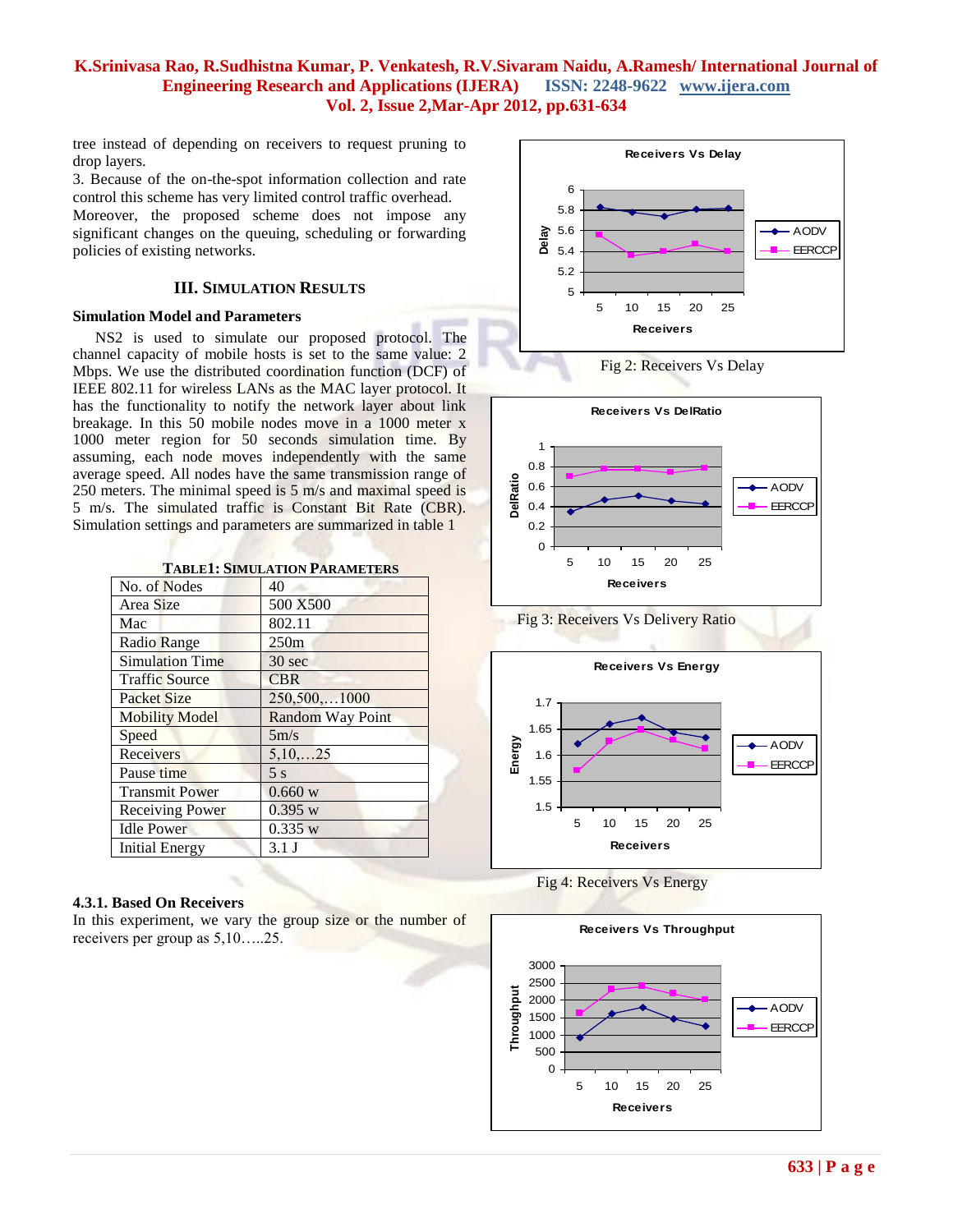tree instead of depending on receivers to request pruning to drop layers.

3. Because of the on-the-spot information collection and rate control this scheme has very limited control traffic overhead. Moreover, the proposed scheme does not impose any significant changes on the queuing, scheduling or forwarding policies of existing networks.

## III. SIMULATION RESULTS

### Simulation Model and Parameters

NS2 is used to simulate our proposed protocol. The channel capacity of mobile hosts is set to the same value: 2 Mbps. We use the distributed coordination function (DCF) of IEEE 802.11 for wireless LANs as the MAC layer protocol. It has the functionality to notify the network layer about link breakage. In this 50 mobile nodes move in a 1000 meter x 1000 meter region for 50 seconds simulation time. By assuming, each node moves independently with the same average speed. All nodes have the same transmission range of 250 meters. The minimal speed is 5 m/s and maximal speed is 5 m/s. The simulated traffic is Constant Bit Rate (CBR). Simulation settings and parameters are summarized in table 1

**TABLE1: SIMULATION PARAMETERS**

| No. of Nodes | 40 |
|---|---|
| Area Size | 500 X500 |
| Mac | 802.11 |
| Radio Range | 250m |
| Simulation Time | 30 sec |
| Traffic Source | CBR |
| Packet Size | 250,500,…1000 |
| Mobility Model | Random Way Point |
| Speed | 5m/s |
| Receivers | 5,10,…25 |
| Pause time | 5 s |
| Transmit Power | 0.660 w |
| Receiving Power | 0.395 w |
| Idle Power | 0.335 w |
| Initial Energy | 3.1 J |

### 4.3.1. Based On Receivers

In this experiment, we vary the group size or the number of receivers per group as 5,10…..25.

Fig 2: Receivers Vs Delay

Fig 3: Receivers Vs Delivery Ratio

Fig 4: Receivers Vs Energy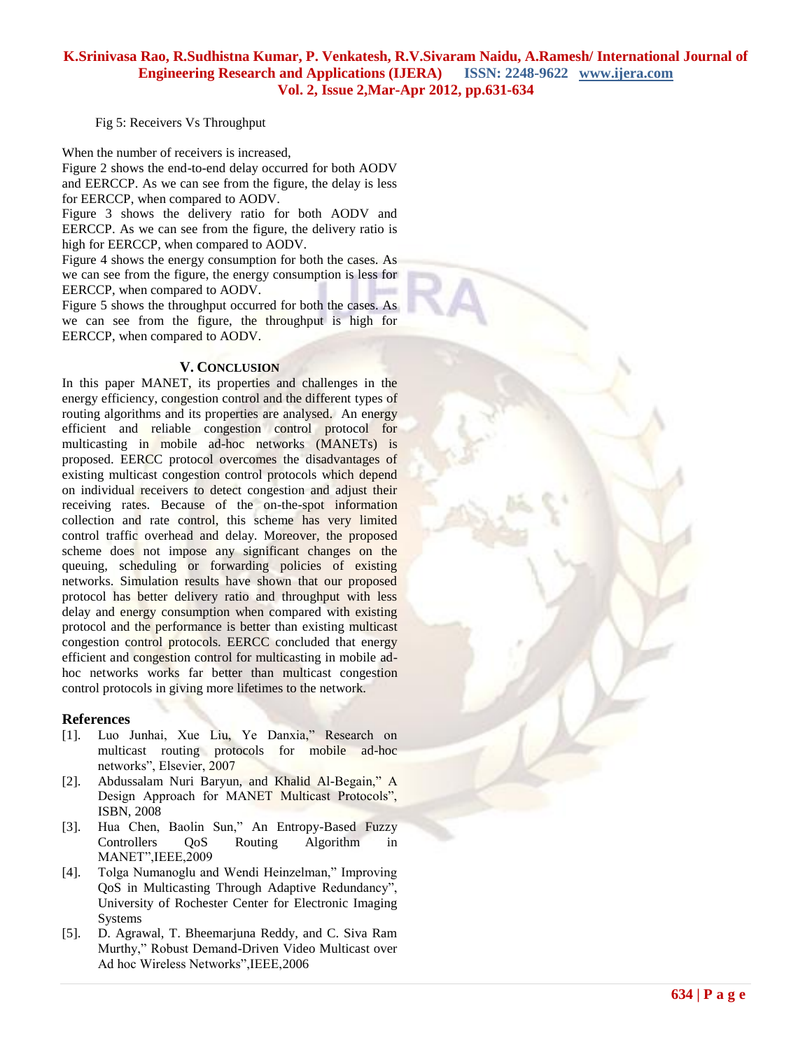Fig 5: Receivers Vs Throughput

When the number of receivers is increased,

Figure 2 shows the end-to-end delay occurred for both AODV and EERCCP. As we can see from the figure, the delay is less for EERCCP, when compared to AODV.

Figure 3 shows the delivery ratio for both AODV and EERCCP. As we can see from the figure, the delivery ratio is high for EERCCP, when compared to AODV.

Figure 4 shows the energy consumption for both the cases. As we can see from the figure, the energy consumption is less for EERCCP, when compared to AODV.

Figure 5 shows the throughput occurred for both the cases. As we can see from the figure, the throughput is high for EERCCP, when compared to AODV.

## V. CONCLUSION

In this paper MANET, its properties and challenges in the energy efficiency, congestion control and the different types of routing algorithms and its properties are analysed. An energy efficient and reliable congestion control protocol for multicasting in mobile ad-hoc networks (MANETs) is proposed. EERCC protocol overcomes the disadvantages of existing multicast congestion control protocols which depend on individual receivers to detect congestion and adjust their receiving rates. Because of the on-the-spot information collection and rate control, this scheme has very limited control traffic overhead and delay. Moreover, the proposed scheme does not impose any significant changes on the queuing, scheduling or forwarding policies of existing networks. Simulation results have shown that our proposed protocol has better delivery ratio and throughput with less delay and energy consumption when compared with existing protocol and the performance is better than existing multicast congestion control protocols. EERCC concluded that energy efficient and congestion control for multicasting in mobile ad-hoc networks works far better than multicast congestion control protocols in giving more lifetimes to the network.

## References

[1]. Luo Junhai, Xue Liu, Ye Danxia," Research on multicast routing protocols for mobile ad-hoc networks", Elsevier, 2007

[2]. Abdussalam Nuri Baryun, and Khalid Al-Begain," A Design Approach for MANET Multicast Protocols", ISBN, 2008

[3]. Hua Chen, Baolin Sun," An Entropy-Based Fuzzy Controllers QoS Routing Algorithm in MANET",IEEE,2009

[4]. Tolga Numanoglu and Wendi Heinzelman," Improving QoS in Multicasting Through Adaptive Redundancy", University of Rochester Center for Electronic Imaging Systems

[5]. D. Agrawal, T. Bheemarjuna Reddy, and C. Siva Ram Murthy," Robust Demand-Driven Video Multicast over Ad hoc Wireless Networks",IEEE,2006